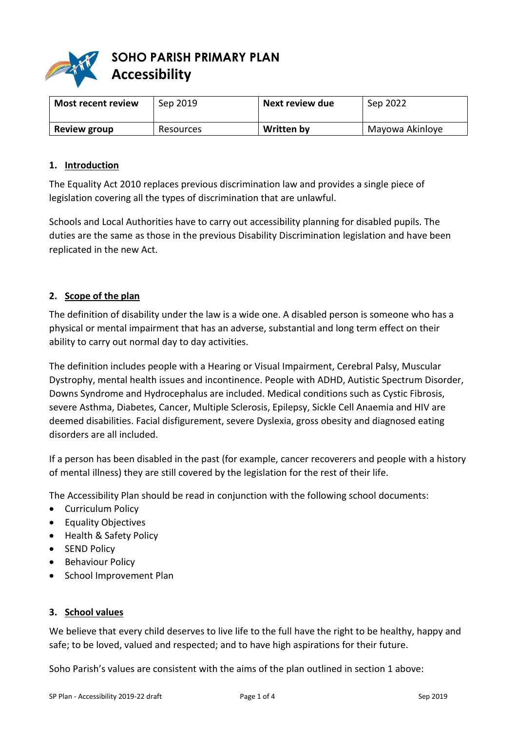# SOHO PARISH PRIMARY PLAN
## Accessibility

| Most recent review | Sep 2019 | Next review due | Sep 2022 |
|---|---|---|---|
| Review group | Resources | Written by | Mayowa Akinloye |

### 1. Introduction

The Equality Act 2010 replaces previous discrimination law and provides a single piece of legislation covering all the types of discrimination that are unlawful.

Schools and Local Authorities have to carry out accessibility planning for disabled pupils. The duties are the same as those in the previous Disability Discrimination legislation and have been replicated in the new Act.

### 2. Scope of the plan

The definition of disability under the law is a wide one. A disabled person is someone who has a physical or mental impairment that has an adverse, substantial and long term effect on their ability to carry out normal day to day activities.

The definition includes people with a Hearing or Visual Impairment, Cerebral Palsy, Muscular Dystrophy, mental health issues and incontinence. People with ADHD, Autistic Spectrum Disorder, Downs Syndrome and Hydrocephalus are included. Medical conditions such as Cystic Fibrosis, severe Asthma, Diabetes, Cancer, Multiple Sclerosis, Epilepsy, Sickle Cell Anaemia and HIV are deemed disabilities. Facial disfigurement, severe Dyslexia, gross obesity and diagnosed eating disorders are all included.

If a person has been disabled in the past (for example, cancer recoverers and people with a history of mental illness) they are still covered by the legislation for the rest of their life.

The Accessibility Plan should be read in conjunction with the following school documents:

- Curriculum Policy
- Equality Objectives
- Health & Safety Policy
- SEND Policy
- Behaviour Policy
- School Improvement Plan

### 3. School values

We believe that every child deserves to live life to the full have the right to be healthy, happy and safe; to be loved, valued and respected; and to have high aspirations for their future.

Soho Parish's values are consistent with the aims of the plan outlined in section 1 above: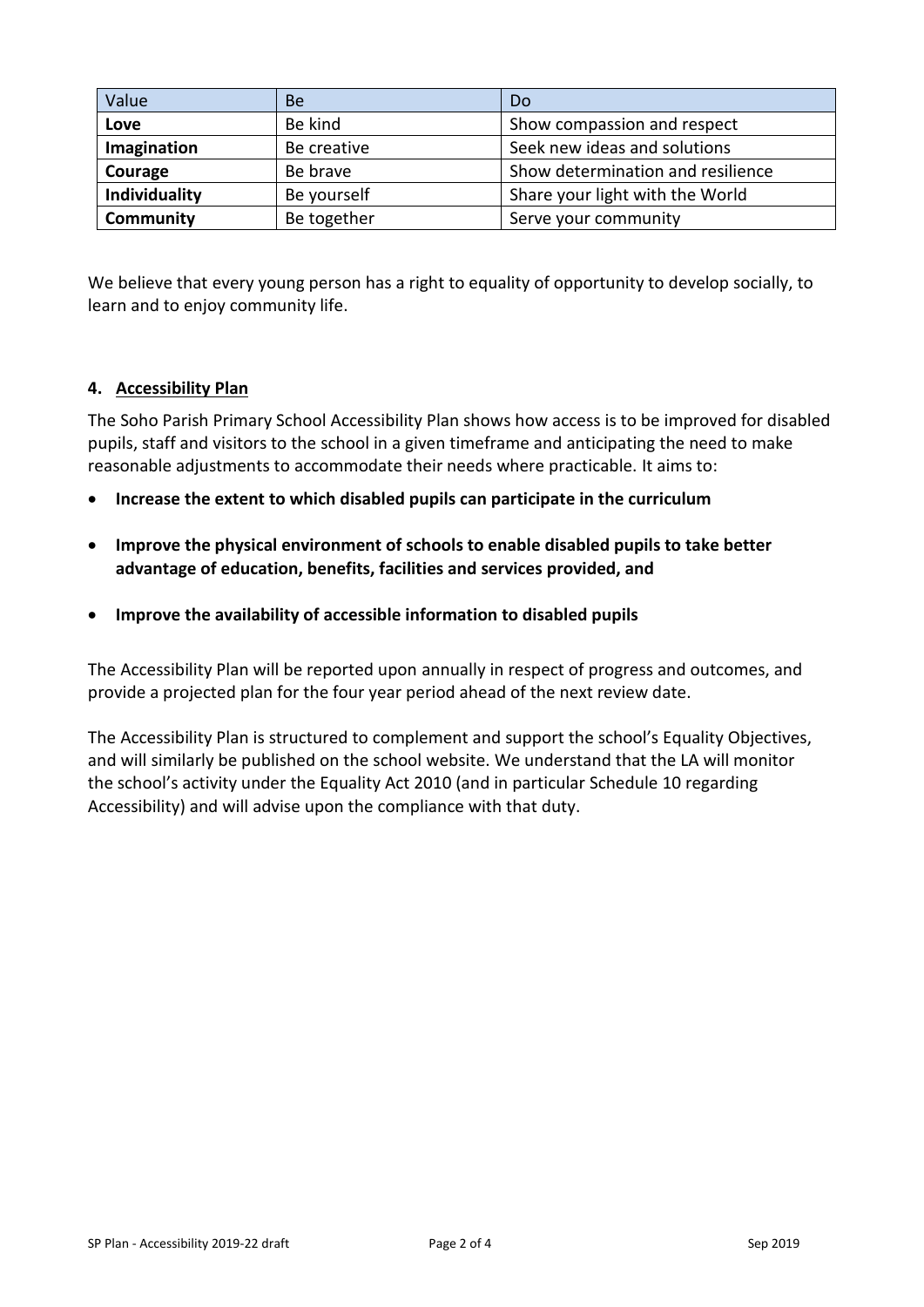| Value | Be | Do |
|---|---|---|
| **Love** | Be kind | Show compassion and respect |
| **Imagination** | Be creative | Seek new ideas and solutions |
| **Courage** | Be brave | Show determination and resilience |
| **Individuality** | Be yourself | Share your light with the World |
| **Community** | Be together | Serve your community |

We believe that every young person has a right to equality of opportunity to develop socially, to learn and to enjoy community life.

## 4. Accessibility Plan

The Soho Parish Primary School Accessibility Plan shows how access is to be improved for disabled pupils, staff and visitors to the school in a given timeframe and anticipating the need to make reasonable adjustments to accommodate their needs where practicable. It aims to:

- **Increase the extent to which disabled pupils can participate in the curriculum**
- **Improve the physical environment of schools to enable disabled pupils to take better advantage of education, benefits, facilities and services provided, and**
- **Improve the availability of accessible information to disabled pupils**

The Accessibility Plan will be reported upon annually in respect of progress and outcomes, and provide a projected plan for the four year period ahead of the next review date.

The Accessibility Plan is structured to complement and support the school's Equality Objectives, and will similarly be published on the school website. We understand that the LA will monitor the school's activity under the Equality Act 2010 (and in particular Schedule 10 regarding Accessibility) and will advise upon the compliance with that duty.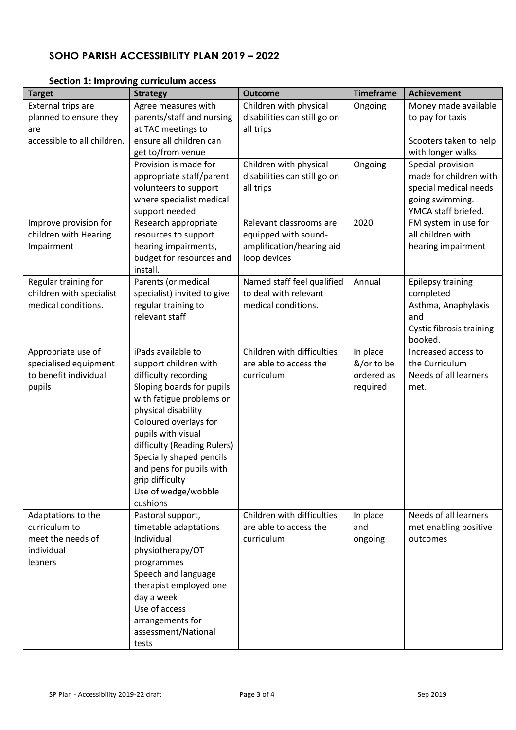# SOHO PARISH ACCESSIBILITY PLAN 2019 – 2022

### Section 1: Improving curriculum access

| Target | Strategy | Outcome | Timeframe | Achievement |
|---|---|---|---|---|
| External trips are planned to ensure they are accessible to all children. | Agree measures with parents/staff and nursing at TAC meetings to ensure all children can get to/from venue | Children with physical disabilities can still go on all trips | Ongoing | Money made available to pay for taxis<br><br>Scooters taken to help with longer walks |
| | Provision is made for appropriate staff/parent volunteers to support where specialist medical support needed | Children with physical disabilities can still go on all trips | Ongoing | Special provision made for children with special medical needs going swimming. YMCA staff briefed. |
| Improve provision for children with Hearing Impairment | Research appropriate resources to support hearing impairments, budget for resources and install. | Relevant classrooms are equipped with sound-amplification/hearing aid loop devices | 2020 | FM system in use for all children with hearing impairment |
| Regular training for children with specialist medical conditions. | Parents (or medical specialist) invited to give regular training to relevant staff | Named staff feel qualified to deal with relevant medical conditions. | Annual | Epilepsy training completed<br>Asthma, Anaphylaxis and<br>Cystic fibrosis training booked. |
| Appropriate use of specialised equipment to benefit individual pupils | iPads available to support children with difficulty recording<br>Sloping boards for pupils with fatigue problems or physical disability<br>Coloured overlays for pupils with visual difficulty (Reading Rulers)<br>Specially shaped pencils and pens for pupils with grip difficulty<br>Use of wedge/wobble cushions | Children with difficulties are able to access the curriculum | In place &/or to be ordered as required | Increased access to the Curriculum<br>Needs of all learners met. |
| Adaptations to the curriculum to meet the needs of individual leaners | Pastoral support, timetable adaptations<br>Individual physiotherapy/OT programmes<br>Speech and language therapist employed one day a week<br>Use of access arrangements for assessment/National tests | Children with difficulties are able to access the curriculum | In place and ongoing | Needs of all learners met enabling positive outcomes |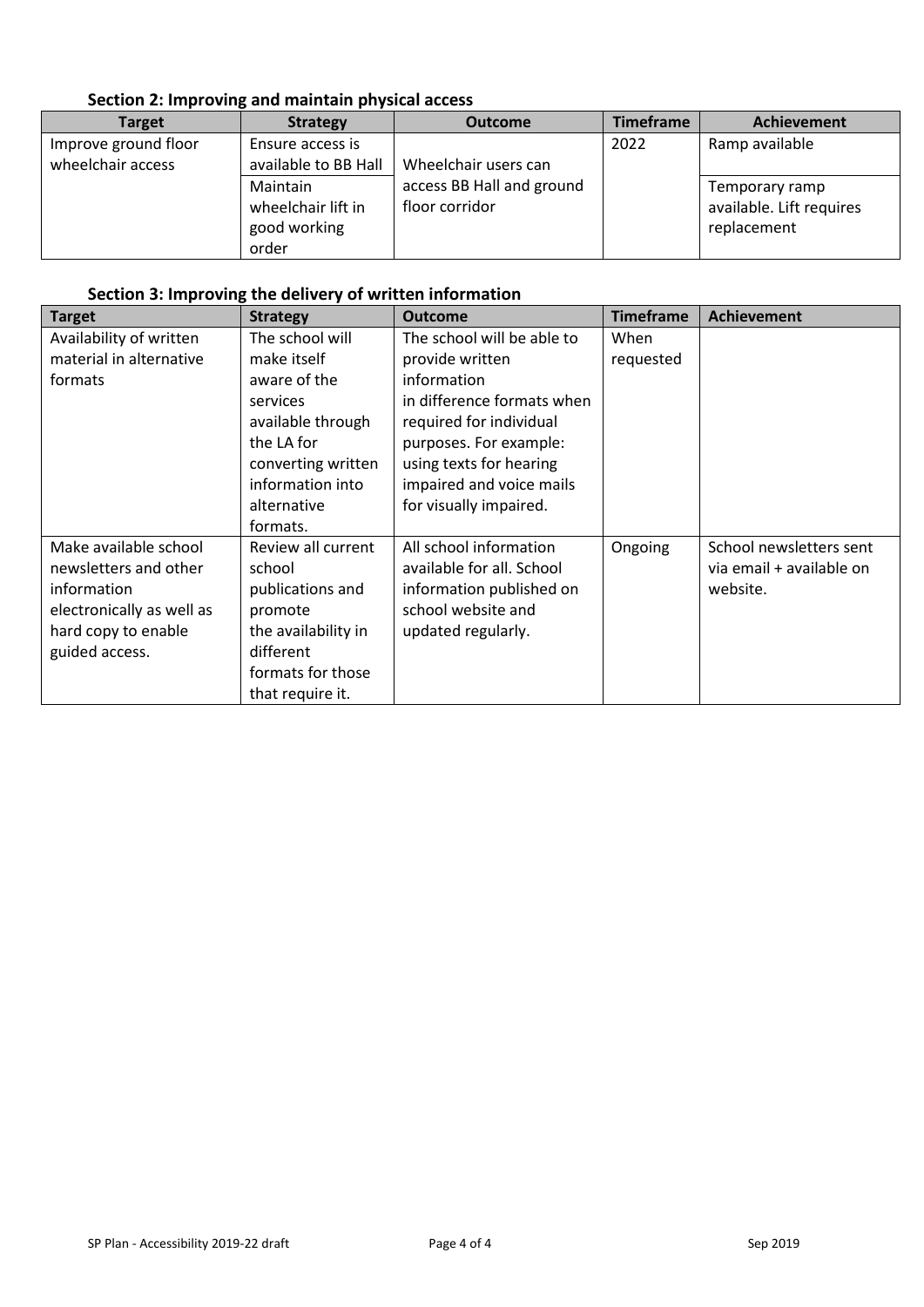### Section 2: Improving and maintain physical access

| Target | Strategy | Outcome | Timeframe | Achievement |
|---|---|---|---|---|
| Improve ground floor wheelchair access | Ensure access is available to BB Hall | Wheelchair users can access BB Hall and ground floor corridor | 2022 | Ramp available |
| | Maintain wheelchair lift in good working order | | | Temporary ramp available. Lift requires replacement |

### Section 3: Improving the delivery of written information

| Target | Strategy | Outcome | Timeframe | Achievement |
|---|---|---|---|---|
| Availability of written material in alternative formats | The school will make itself aware of the services available through the LA for converting written information into alternative formats. | The school will be able to provide written information in difference formats when required for individual purposes. For example: using texts for hearing impaired and voice mails for visually impaired. | When requested | |
| Make available school newsletters and other information electronically as well as hard copy to enable guided access. | Review all current school publications and promote the availability in different formats for those that require it. | All school information available for all. School information published on school website and updated regularly. | Ongoing | School newsletters sent via email + available on website. |